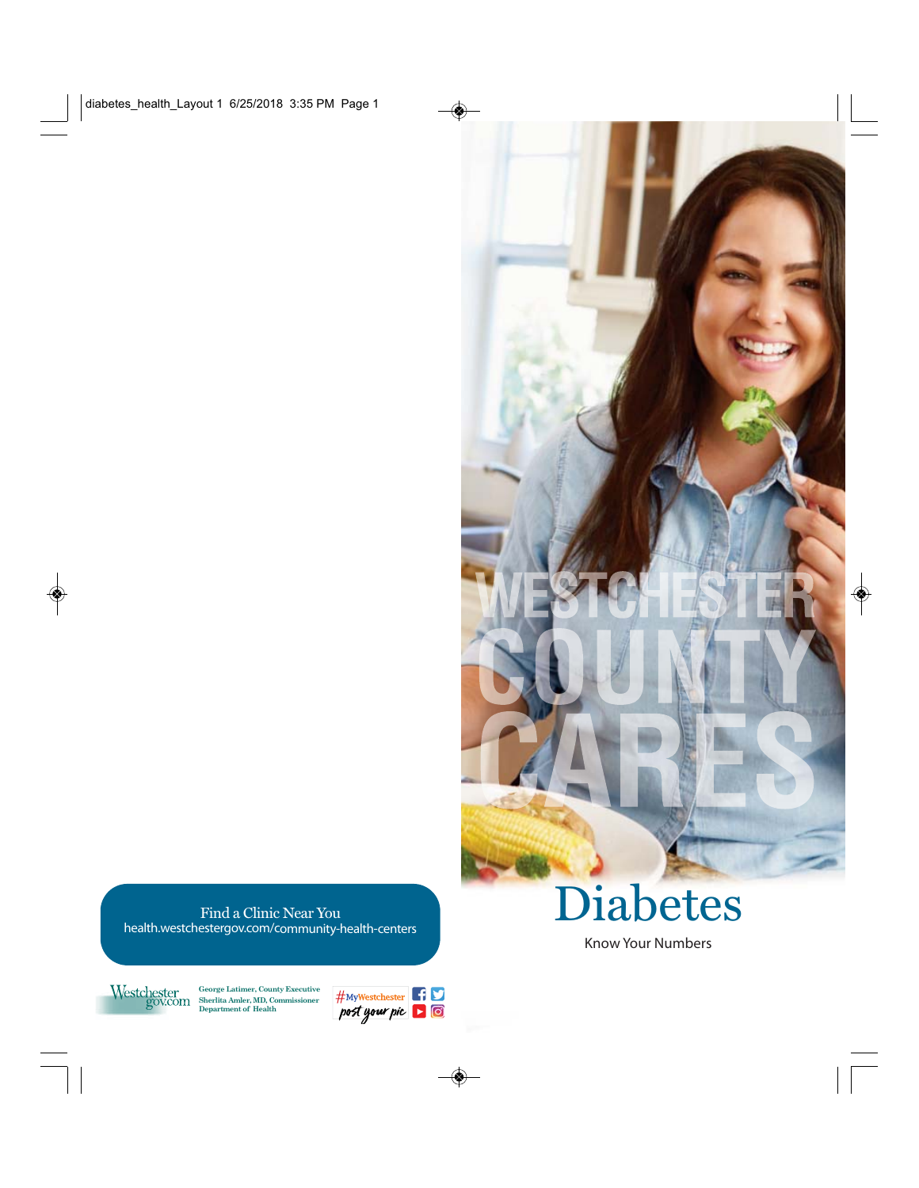WESTCHESTER COUNTY CARES

# Diabetes

Know Your Numbers

Find a Clinic Near You
health.westchestergov.com/community-health-centers

Westchestergov.com

George Latimer, County Executive
Sherlita Amler, MD, Commissioner
Department of Health

#MyWestchester post your pic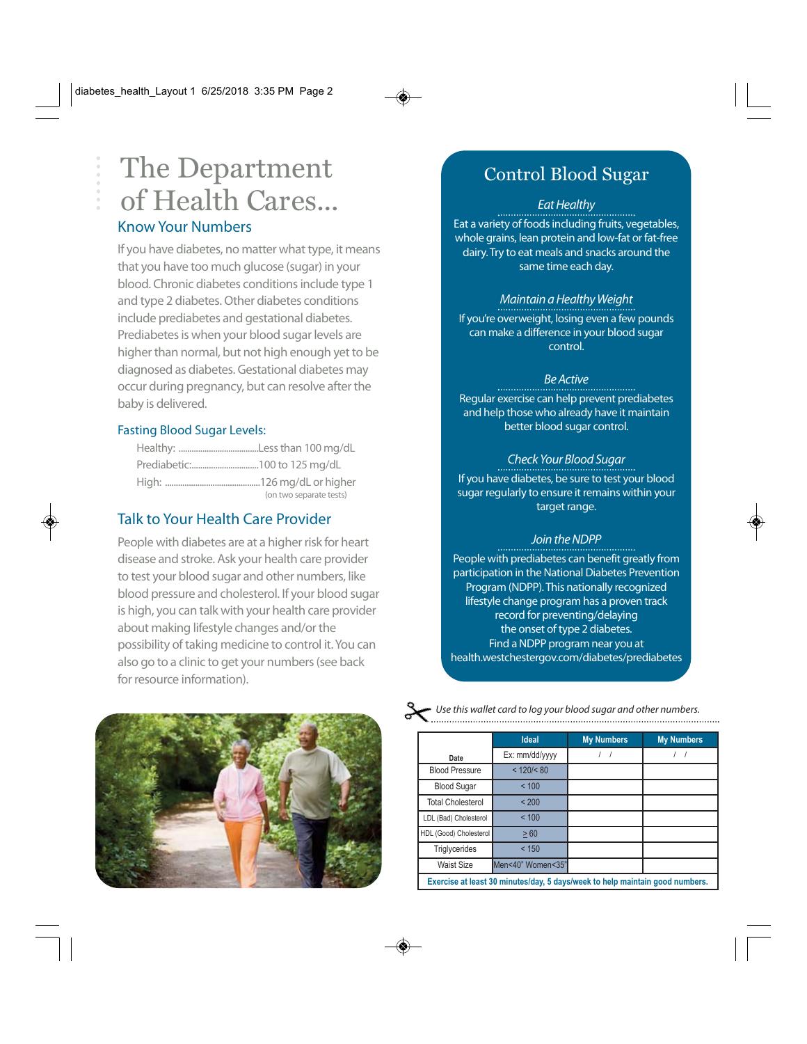# The Department of Health Cares...

## Know Your Numbers

If you have diabetes, no matter what type, it means that you have too much glucose (sugar) in your blood. Chronic diabetes conditions include type 1 and type 2 diabetes. Other diabetes conditions include prediabetes and gestational diabetes. Prediabetes is when your blood sugar levels are higher than normal, but not high enough yet to be diagnosed as diabetes. Gestational diabetes may occur during pregnancy, but can resolve after the baby is delivered.

### Fasting Blood Sugar Levels:

Healthy: ....................................Less than 100 mg/dL
Prediabetic:..............................100 to 125 mg/dL
High: ...........................................126 mg/dL or higher
(on two separate tests)

## Talk to Your Health Care Provider

People with diabetes are at a higher risk for heart disease and stroke. Ask your health care provider to test your blood sugar and other numbers, like blood pressure and cholesterol. If your blood sugar is high, you can talk with your health care provider about making lifestyle changes and/or the possibility of taking medicine to control it. You can also go to a clinic to get your numbers (see back for resource information).

## Control Blood Sugar

*Eat Healthy*

Eat a variety of foods including fruits, vegetables, whole grains, lean protein and low-fat or fat-free dairy. Try to eat meals and snacks around the same time each day.

*Maintain a Healthy Weight*

If you're overweight, losing even a few pounds can make a difference in your blood sugar control.

*Be Active*

Regular exercise can help prevent prediabetes and help those who already have it maintain better blood sugar control.

*Check Your Blood Sugar*

If you have diabetes, be sure to test your blood sugar regularly to ensure it remains within your target range.

*Join the NDPP*

People with prediabetes can benefit greatly from participation in the National Diabetes Prevention Program (NDPP). This nationally recognized lifestyle change program has a proven track record for preventing/delaying the onset of type 2 diabetes.
Find a NDPP program near you at health.westchestergov.com/diabetes/prediabetes

*Use this wallet card to log your blood sugar and other numbers.*

| | Ideal | My Numbers | My Numbers |
|---|---|---|---|
| Date | Ex: mm/dd/yyyy | / / | / / |
| Blood Pressure | < 120/< 80 | | |
| Blood Sugar | < 100 | | |
| Total Cholesterol | < 200 | | |
| LDL (Bad) Cholesterol | < 100 | | |
| HDL (Good) Cholesterol | ≥ 60 | | |
| Triglycerides | < 150 | | |
| Waist Size | Men<40" Women<35" | | |

**Exercise at least 30 minutes/day, 5 days/week to help maintain good numbers.**